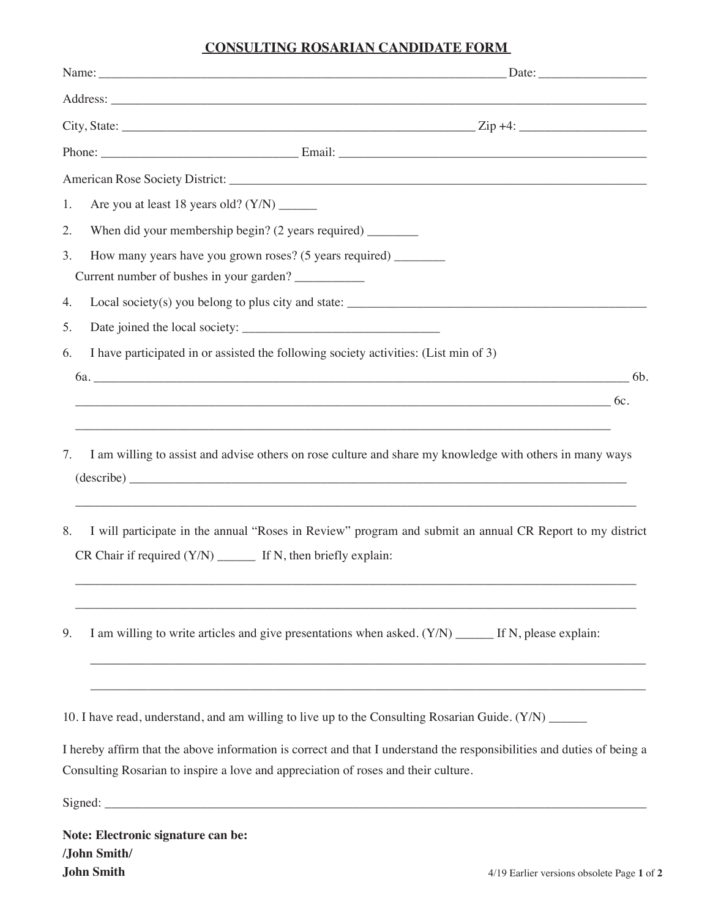# CONSULTING ROSARIAN CANDIDATE FORM

Name: ________________________________________________________________ Date: ________________

Address: ______________________________________________________________________________

City, State: ____________________________________________________ Zip +4: ___________________

Phone: ______________________________ Email: ______________________________________________

American Rose Society District: _________________________________________________________

1. Are you at least 18 years old? (Y/N) ______
2. When did your membership begin? (2 years required) ________
3. How many years have you grown roses? (5 years required) ________

   Current number of bushes in your garden? ___________
4. Local society(s) you belong to plus city and state: ______________________________________________
5. Date joined the local society: ______________________________
6. I have participated in or assisted the following society activities: (List min of 3)

   6a. _______________________________________________________________________________ 6b.

   _________________________________________________________________________________ 6c.

   _________________________________________________________________________________

7. I am willing to assist and advise others on rose culture and share my knowledge with others in many ways (describe) ______________________________________________________________________

   _________________________________________________________________________________

8. I will participate in the annual "Roses in Review" program and submit an annual CR Report to my district CR Chair if required (Y/N) ______ If N, then briefly explain:

   _________________________________________________________________________________

   _________________________________________________________________________________

9. I am willing to write articles and give presentations when asked. (Y/N) ______ If N, please explain:

   _________________________________________________________________________________

   _________________________________________________________________________________

10. I have read, understand, and am willing to live up to the Consulting Rosarian Guide. (Y/N) ______

I hereby affirm that the above information is correct and that I understand the responsibilities and duties of being a Consulting Rosarian to inspire a love and appreciation of roses and their culture.

Signed: _______________________________________________________________________________

**Note: Electronic signature can be:**
**/John Smith/**
**John Smith**

4/19 Earlier versions obsolete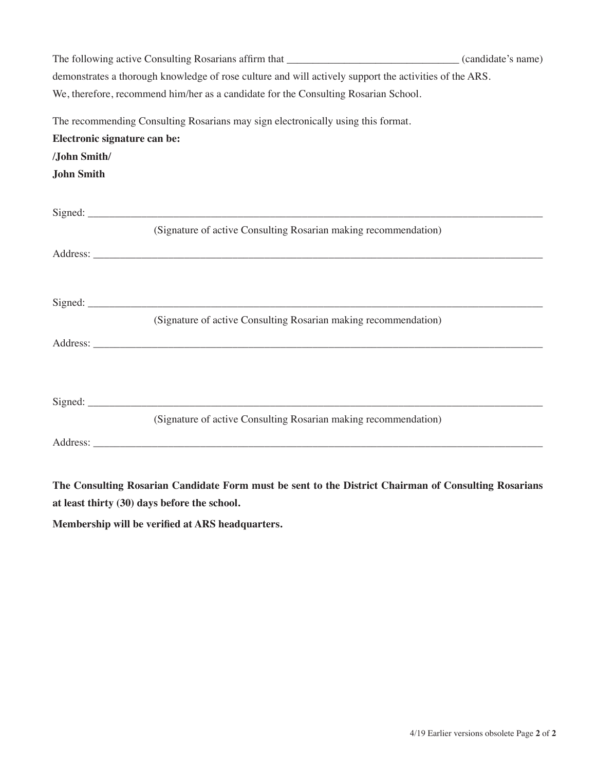The following active Consulting Rosarians affirm that ________________________________ (candidate's name) demonstrates a thorough knowledge of rose culture and will actively support the activities of the ARS. We, therefore, recommend him/her as a candidate for the Consulting Rosarian School.

The recommending Consulting Rosarians may sign electronically using this format.

**Electronic signature can be:**

**/John Smith/**

**John Smith**

Signed: ____________________________________________________________________________

(Signature of active Consulting Rosarian making recommendation)

Address: ___________________________________________________________________________

Signed: ____________________________________________________________________________

(Signature of active Consulting Rosarian making recommendation)

Address: ___________________________________________________________________________

Signed: ____________________________________________________________________________

(Signature of active Consulting Rosarian making recommendation)

Address: ___________________________________________________________________________

**The Consulting Rosarian Candidate Form must be sent to the District Chairman of Consulting Rosarians at least thirty (30) days before the school.**

**Membership will be verified at ARS headquarters.**

4/19 Earlier versions obsolete